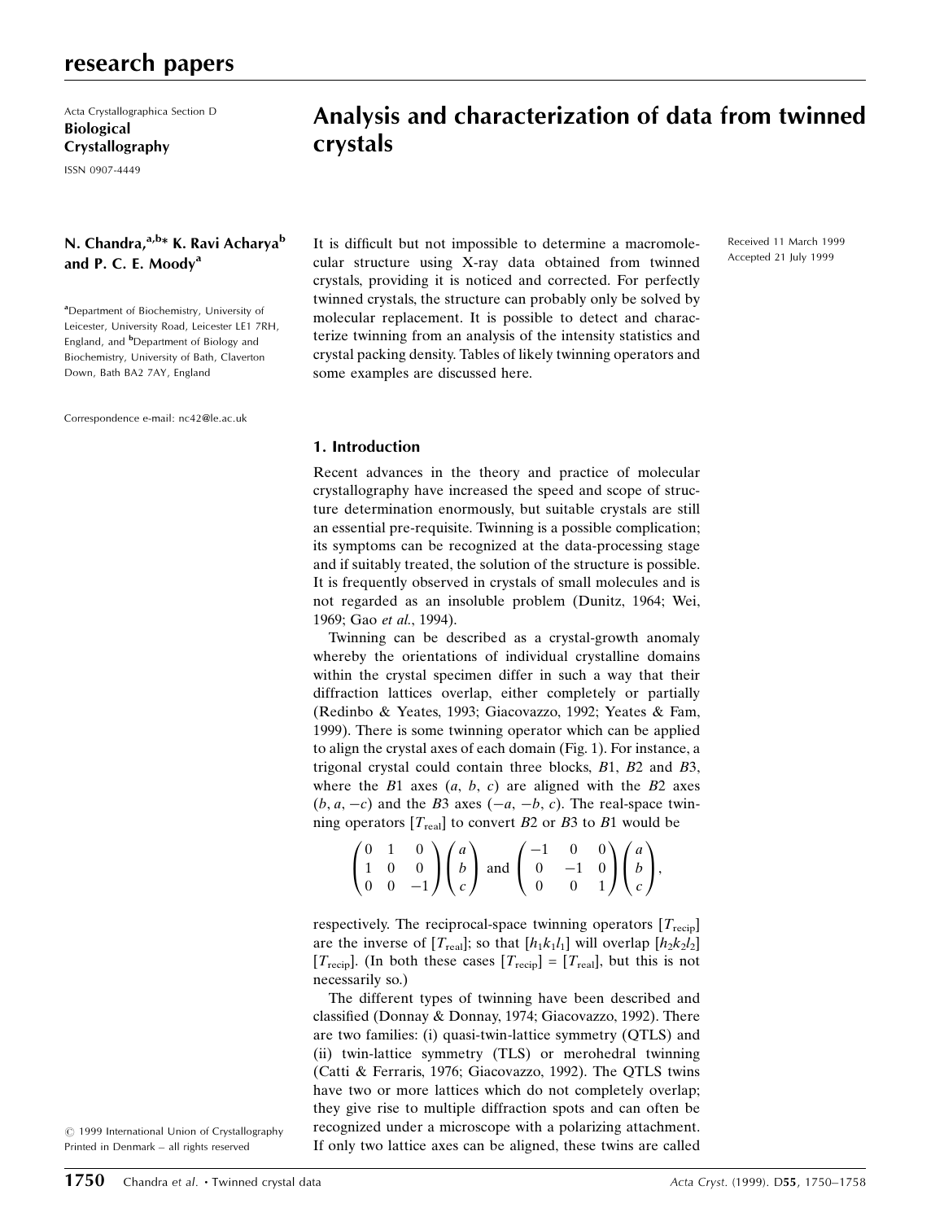Acta Crystallographica Section D
**Biological Crystallography**
ISSN 0907-4449

# Analysis and characterization of data from twinned crystals

**N. Chandra,[a,b]* K. Ravi Acharya[b] and P. C. E. Moody[a]**

[a]Department of Biochemistry, University of Leicester, University Road, Leicester LE1 7RH, England, and [b]Department of Biology and Biochemistry, University of Bath, Claverton Down, Bath BA2 7AY, England

Correspondence e-mail: nc42@le.ac.uk

Received 11 March 1999
Accepted 21 July 1999

© 1999 International Union of Crystallography
Printed in Denmark – all rights reserved

It is difficult but not impossible to determine a macromolecular structure using X-ray data obtained from twinned crystals, providing it is noticed and corrected. For perfectly twinned crystals, the structure can probably only be solved by molecular replacement. It is possible to detect and characterize twinning from an analysis of the intensity statistics and crystal packing density. Tables of likely twinning operators and some examples are discussed here.

## 1. Introduction

Recent advances in the theory and practice of molecular crystallography have increased the speed and scope of structure determination enormously, but suitable crystals are still an essential pre-requisite. Twinning is a possible complication; its symptoms can be recognized at the data-processing stage and if suitably treated, the solution of the structure is possible. It is frequently observed in crystals of small molecules and is not regarded as an insoluble problem (Dunitz, 1964; Wei, 1969; Gao *et al.*, 1994).

Twinning can be described as a crystal-growth anomaly whereby the orientations of individual crystalline domains within the crystal specimen differ in such a way that their diffraction lattices overlap, either completely or partially (Redinbo & Yeates, 1993; Giacovazzo, 1992; Yeates & Fam, 1999). There is some twinning operator which can be applied to align the crystal axes of each domain (Fig. 1). For instance, a trigonal crystal could contain three blocks, $B1$, $B2$ and $B3$, where the $B1$ axes ($a$, $b$, $c$) are aligned with the $B2$ axes ($b$, $a$, $-c$) and the $B3$ axes ($-a$, $-b$, $c$). The real-space twinning operators $[T_{\rm real}]$ to convert $B2$ or $B3$ to $B1$ would be

$$\begin{pmatrix} 0 & 1 & 0 \\ 1 & 0 & 0 \\ 0 & 0 & -1 \end{pmatrix} \begin{pmatrix} a \\ b \\ c \end{pmatrix} \text{ and } \begin{pmatrix} -1 & 0 & 0 \\ 0 & -1 & 0 \\ 0 & 0 & 1 \end{pmatrix} \begin{pmatrix} a \\ b \\ c \end{pmatrix},$$

respectively. The reciprocal-space twinning operators $[T_{\rm recip}]$ are the inverse of $[T_{\rm real}]$; so that $[h_1k_1l_1]$ will overlap $[h_2k_2l_2]$ $[T_{\rm recip}]$. (In both these cases $[T_{\rm recip}] = [T_{\rm real}]$, but this is not necessarily so.)

The different types of twinning have been described and classified (Donnay & Donnay, 1974; Giacovazzo, 1992). There are two families: (i) quasi-twin-lattice symmetry (QTLS) and (ii) twin-lattice symmetry (TLS) or merohedral twinning (Catti & Ferraris, 1976; Giacovazzo, 1992). The QTLS twins have two or more lattices which do not completely overlap; they give rise to multiple diffraction spots and can often be recognized under a microscope with a polarizing attachment. If only two lattice axes can be aligned, these twins are called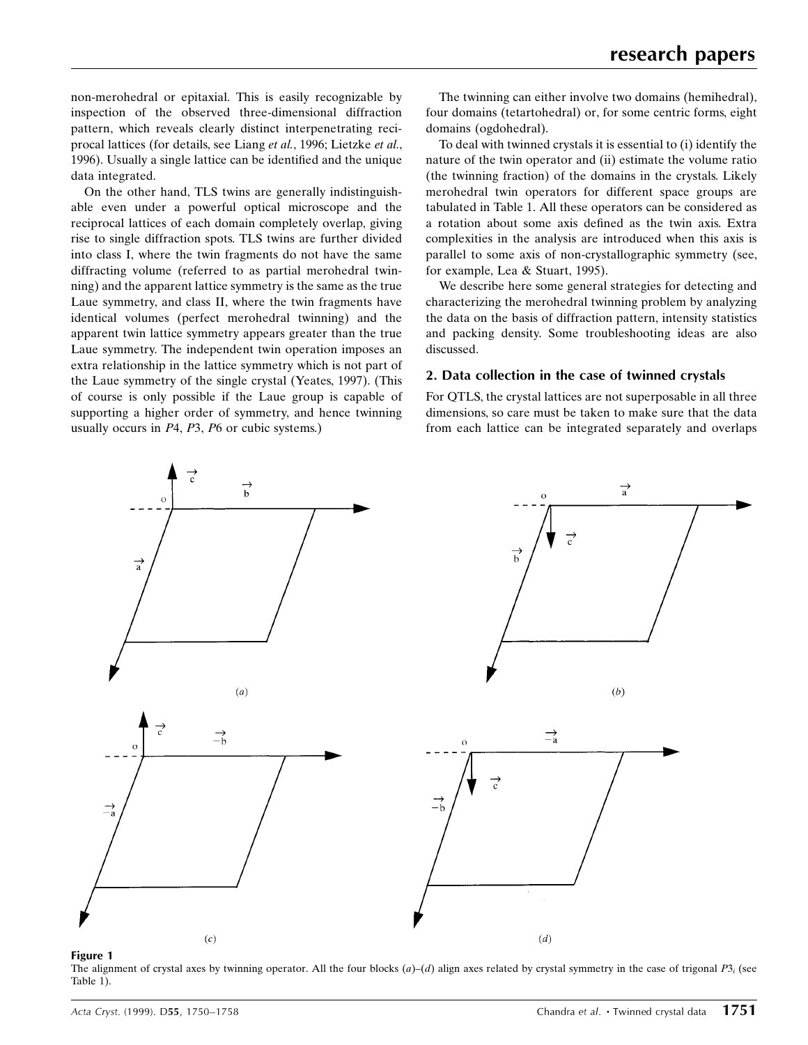non-merohedral or epitaxial. This is easily recognizable by inspection of the observed three-dimensional diffraction pattern, which reveals clearly distinct interpenetrating reciprocal lattices (for details, see Liang *et al.*, 1996; Lietzke *et al.*, 1996). Usually a single lattice can be identified and the unique data integrated.

On the other hand, TLS twins are generally indistinguishable even under a powerful optical microscope and the reciprocal lattices of each domain completely overlap, giving rise to single diffraction spots. TLS twins are further divided into class I, where the twin fragments do not have the same diffracting volume (referred to as partial merohedral twinning) and the apparent lattice symmetry is the same as the true Laue symmetry, and class II, where the twin fragments have identical volumes (perfect merohedral twinning) and the apparent twin lattice symmetry appears greater than the true Laue symmetry. The independent twin operation imposes an extra relationship in the lattice symmetry which is not part of the Laue symmetry of the single crystal (Yeates, 1997). (This of course is only possible if the Laue group is capable of supporting a higher order of symmetry, and hence twinning usually occurs in *P*4, *P*3, *P*6 or cubic systems.)

The twinning can either involve two domains (hemihedral), four domains (tetartohedral) or, for some centric forms, eight domains (ogdohedral).

To deal with twinned crystals it is essential to (i) identify the nature of the twin operator and (ii) estimate the volume ratio (the twinning fraction) of the domains in the crystals. Likely merohedral twin operators for different space groups are tabulated in Table 1. All these operators can be considered as a rotation about some axis defined as the twin axis. Extra complexities in the analysis are introduced when this axis is parallel to some axis of non-crystallographic symmetry (see, for example, Lea & Stuart, 1995).

We describe here some general strategies for detecting and characterizing the merohedral twinning problem by analyzing the data on the basis of diffraction pattern, intensity statistics and packing density. Some troubleshooting ideas are also discussed.

## 2. Data collection in the case of twinned crystals

For QTLS, the crystal lattices are not superposable in all three dimensions, so care must be taken to make sure that the data from each lattice can be integrated separately and overlaps

**Figure 1**
The alignment of crystal axes by twinning operator. All the four blocks (*a*)–(*d*) align axes related by crystal symmetry in the case of trigonal $P3_i$ (see Table 1).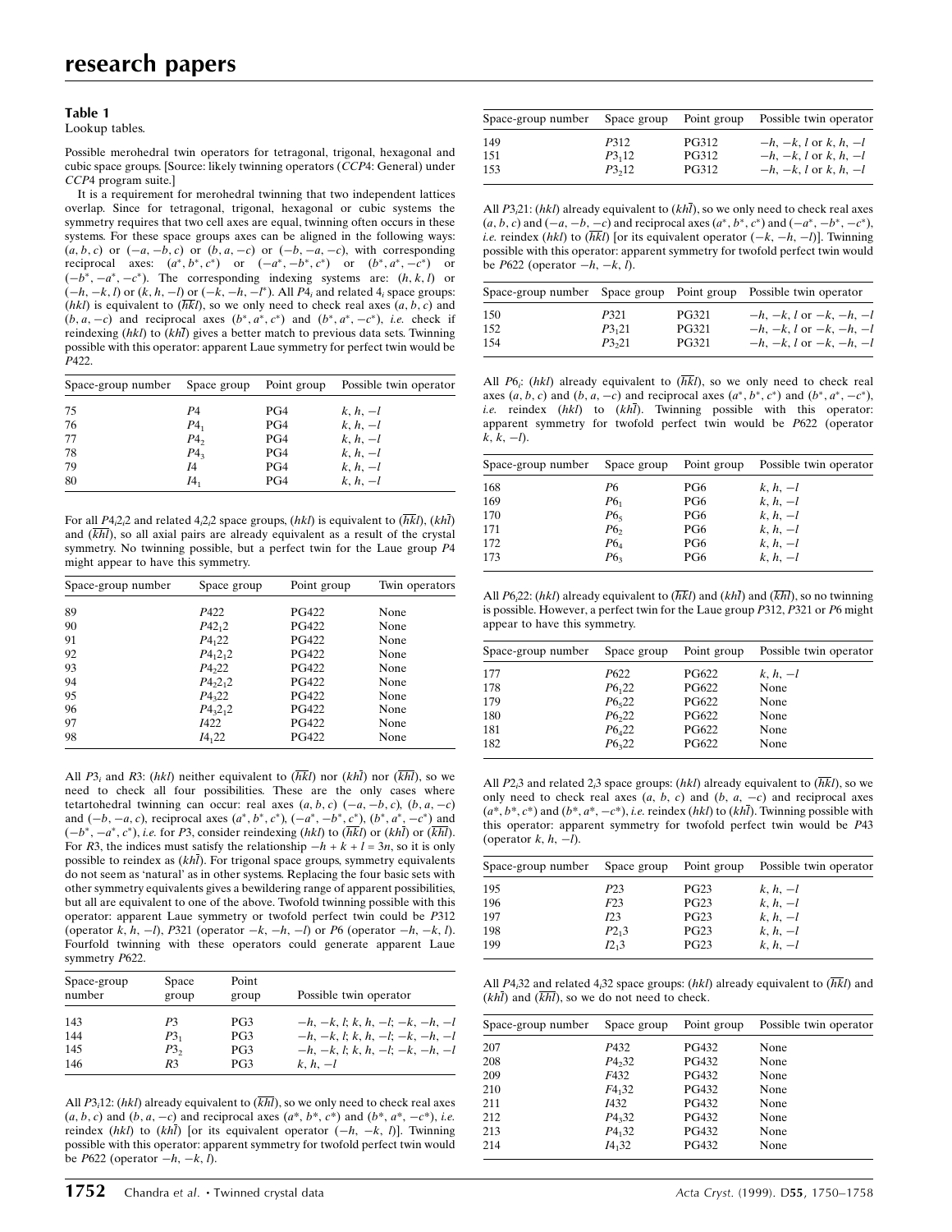**Table 1**
Lookup tables.

Possible merohedral twin operators for tetragonal, trigonal, hexagonal and cubic space groups. [Source: likely twinning operators (*CCP*4: General) under *CCP*4 program suite.]

It is a requirement for merohedral twinning that two independent lattices overlap. Since for tetragonal, trigonal, hexagonal or cubic systems the symmetry requires that two cell axes are equal, twinning often occurs in these systems. For these space groups axes can be aligned in the following ways: $(a, b, c)$ or $(-a, -b, c)$ or $(b, a, -c)$ or $(-b, -a, -c)$, with corresponding reciprocal axes: $(a^*, b^*, c^*)$ or $(-a^*, -b^*, c^*)$ or $(b^*, a^*, -c^*)$ or $(-b^*, -a^*, -c^*)$. The corresponding indexing systems are: $(h, k, l)$ or $(-h, -k, l)$ or $(k, h, -l)$ or $(-k, -h, -l^*)$. All $P4_i$ and related $4_i$ space groups: $(hkl)$ is equivalent to $(\overline{hk}l)$, so we only need to check real axes $(a, b, c)$ and $(b, a, -c)$ and reciprocal axes $(b^*, a^*, c^*)$ and $(b^*, a^*, -c^*)$, *i.e.* check if reindexing $(hkl)$ to $(kh\overline{l})$ gives a better match to previous data sets. Twinning possible with this operator: apparent Laue symmetry for perfect twin would be $P422$.

| Space-group number | Space group | Point group | Possible twin operator |
|---|---|---|---|
| 75 | $P4$ | PG4 | $k, h, -l$ |
| 76 | $P4_1$ | PG4 | $k, h, -l$ |
| 77 | $P4_2$ | PG4 | $k, h, -l$ |
| 78 | $P4_3$ | PG4 | $k, h, -l$ |
| 79 | $I4$ | PG4 | $k, h, -l$ |
| 80 | $I4_1$ | PG4 | $k, h, -l$ |

For all $P4_i2_i2$ and related $4_i2_i2$ space groups, $(hkl)$ is equivalent to $(\overline{hk}l)$, $(kh\overline{l})$ and $(\overline{khl})$, so all axial pairs are already equivalent as a result of the crystal symmetry. No twinning possible, but a perfect twin for the Laue group $P4$ might appear to have this symmetry.

| Space-group number | Space group | Point group | Twin operators |
|---|---|---|---|
| 89 | $P422$ | PG422 | None |
| 90 | $P42_12$ | PG422 | None |
| 91 | $P4_122$ | PG422 | None |
| 92 | $P4_12_12$ | PG422 | None |
| 93 | $P4_222$ | PG422 | None |
| 94 | $P4_22_12$ | PG422 | None |
| 95 | $P4_322$ | PG422 | None |
| 96 | $P4_32_12$ | PG422 | None |
| 97 | $I422$ | PG422 | None |
| 98 | $I4_122$ | PG422 | None |

All $P3_i$ and $R3$: $(hkl)$ neither equivalent to $(\overline{hk}l)$ nor $(kh\overline{l})$ nor $(\overline{khl})$, so we need to check all four possibilities. These are the only cases where tetartohedral twinning can occur: real axes $(a, b, c)$ $(-a, -b, c)$, $(b, a, -c)$ and $(-b, -a, c)$, reciprocal axes $(a^*, b^*, c^*)$, $(-a^*, -b^*, c^*)$, $(b^*, a^*, -c^*)$ and $(-b^*, -a^*, c^*)$, *i.e.* for $P3$, consider reindexing $(hkl)$ to $(\overline{hk}l)$ or $(kh\overline{l})$ or $(\overline{khl})$. For $R3$, the indices must satisfy the relationship $-h + k + l = 3n$, so it is only possible to reindex as $(kh\overline{l})$. For trigonal space groups, symmetry equivalents do not seem as 'natural' as in other systems. Replacing the four basic sets with other symmetry equivalents gives a bewildering range of apparent possibilities, but all are equivalent to one of the above. Twofold twinning possible with this operator: apparent Laue symmetry or twofold perfect twin could be $P312$ (operator $k, h, -l$), $P321$ (operator $-k, -h, -l$) or $P6$ (operator $-h, -k, l$). Fourfold twinning with these operators could generate apparent Laue symmetry $P622$.

| Space-group number | Space group | Point group | Possible twin operator |
|---|---|---|---|
| 143 | $P3$ | PG3 | $-h, -k, l$; $k, h, -l$; $-k, -h, -l$ |
| 144 | $P3_1$ | PG3 | $-h, -k, l$; $k, h, -l$; $-k, -h, -l$ |
| 145 | $P3_2$ | PG3 | $-h, -k, l$; $k, h, -l$; $-k, -h, -l$ |
| 146 | $R3$ | PG3 | $k, h, -l$ |

All $P3_i12$: $(hkl)$ already equivalent to $(\overline{khl})$, so we only need to check real axes $(a, b, c)$ and $(b, a, -c)$ and reciprocal axes $(a^*, b^*, c^*)$ and $(b^*, a^*, -c^*)$, *i.e.* reindex $(hkl)$ to $(kh\overline{l})$ [or its equivalent operator $(-h, -k, l)$]. Twinning possible with this operator: apparent symmetry for twofold perfect twin would be $P622$ (operator $-h, -k, l$).

| Space-group number | Space group | Point group | Possible twin operator |
|---|---|---|---|
| 149 | $P312$ | PG312 | $-h, -k, l$ or $k, h, -l$ |
| 151 | $P3_112$ | PG312 | $-h, -k, l$ or $k, h, -l$ |
| 153 | $P3_212$ | PG312 | $-h, -k, l$ or $k, h, -l$ |

All $P3_i21$: $(hkl)$ already equivalent to $(kh\overline{l})$, so we only need to check real axes $(a, b, c)$ and $(-a, -b, -c)$ and reciprocal axes $(a^*, b^*, c^*)$ and $(-a^*, -b^*, -c^*)$, *i.e.* reindex $(hkl)$ to $(\overline{hk}l)$ [or its equivalent operator $(-k, -h, -l)$]. Twinning possible with this operator: apparent symmetry for twofold perfect twin would be $P622$ (operator $-h, -k, l$).

| Space-group number | Space group | Point group | Possible twin operator |
|---|---|---|---|
| 150 | $P321$ | PG321 | $-h, -k, l$ or $-k, -h, -l$ |
| 152 | $P3_121$ | PG321 | $-h, -k, l$ or $-k, -h, -l$ |
| 154 | $P3_221$ | PG321 | $-h, -k, l$ or $-k, -h, -l$ |

All $P6_i$: $(hkl)$ already equivalent to $(\overline{hk}l)$, so we only need to check real axes $(a, b, c)$ and $(b, a, -c)$ and reciprocal axes $(a^*, b^*, c^*)$ and $(b^*, a^*, -c^*)$, *i.e.* reindex $(hkl)$ to $(kh\overline{l})$. Twinning possible with this operator: apparent symmetry for twofold perfect twin would be $P622$ (operator $k, k, -l$).

| Space-group number | Space group | Point group | Possible twin operator |
|---|---|---|---|
| 168 | $P6$ | PG6 | $k, h, -l$ |
| 169 | $P6_1$ | PG6 | $k, h, -l$ |
| 170 | $P6_5$ | PG6 | $k, h, -l$ |
| 171 | $P6_2$ | PG6 | $k, h, -l$ |
| 172 | $P6_4$ | PG6 | $k, h, -l$ |
| 173 | $P6_3$ | PG6 | $k, h, -l$ |

All $P6_i22$: $(hkl)$ already equivalent to $(\overline{hk}l)$ and $(kh\overline{l})$ and $(\overline{khl})$, so no twinning is possible. However, a perfect twin for the Laue group $P312$, $P321$ or $P6$ might appear to have this symmetry.

| Space-group number | Space group | Point group | Possible twin operator |
|---|---|---|---|
| 177 | $P622$ | PG622 | $k, h, -l$ |
| 178 | $P6_122$ | PG622 | None |
| 179 | $P6_522$ | PG622 | None |
| 180 | $P6_222$ | PG622 | None |
| 181 | $P6_422$ | PG622 | None |
| 182 | $P6_322$ | PG622 | None |

All $P2_i3$ and related $2_i3$ space groups: $(hkl)$ already equivalent to $(\overline{hk}l)$, so we only need to check real axes $(a, b, c)$ and $(b, a, -c)$ and reciprocal axes $(a^*, b^*, c^*)$ and $(b^*, a^*, -c^*)$, *i.e.* reindex $(hkl)$ to $(kh\overline{l})$. Twinning possible with this operator: apparent symmetry for twofold perfect twin would be $P43$ (operator $k, h, -l$).

| Space-group number | Space group | Point group | Possible twin operator |
|---|---|---|---|
| 195 | $P23$ | PG23 | $k, h, -l$ |
| 196 | $F23$ | PG23 | $k, h, -l$ |
| 197 | $I23$ | PG23 | $k, h, -l$ |
| 198 | $P2_13$ | PG23 | $k, h, -l$ |
| 199 | $I2_13$ | PG23 | $k, h, -l$ |

All $P4_i32$ and related $4_i32$ space groups: $(hkl)$ already equivalent to $(\overline{hk}l)$ and $(kh\overline{l})$ and $(\overline{khl})$, so we do not need to check.

| Space-group number | Space group | Point group | Possible twin operator |
|---|---|---|---|
| 207 | $P432$ | PG432 | None |
| 208 | $P4_232$ | PG432 | None |
| 209 | $F432$ | PG432 | None |
| 210 | $F4_132$ | PG432 | None |
| 211 | $I432$ | PG432 | None |
| 212 | $P4_332$ | PG432 | None |
| 213 | $P4_132$ | PG432 | None |
| 214 | $I4_132$ | PG432 | None |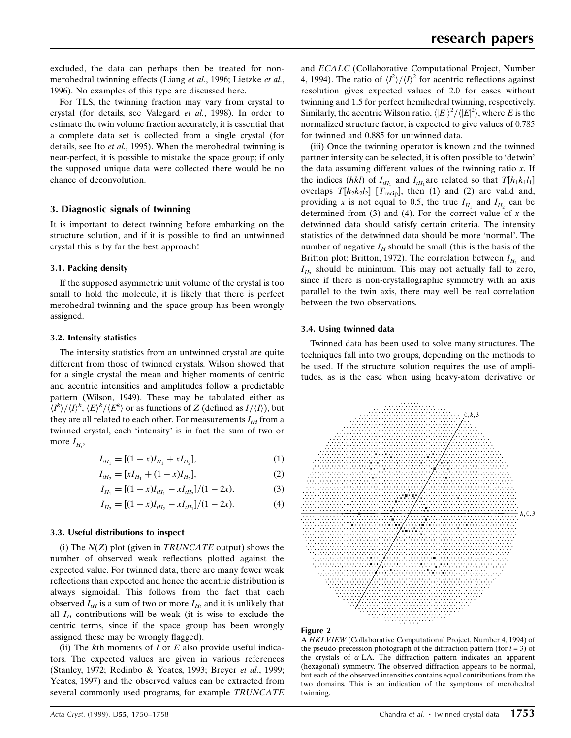excluded, the data can perhaps then be treated for non-merohedral twinning effects (Liang *et al.*, 1996; Lietzke *et al.*, 1996). No examples of this type are discussed here.

For TLS, the twinning fraction may vary from crystal to crystal (for details, see Valegard *et al.*, 1998). In order to estimate the twin volume fraction accurately, it is essential that a complete data set is collected from a single crystal (for details, see Ito *et al.*, 1995). When the merohedral twinning is near-perfect, it is possible to mistake the space group; if only the supposed unique data were collected there would be no chance of deconvolution.

## 3. Diagnostic signals of twinning

It is important to detect twinning before embarking on the structure solution, and if it is possible to find an untwinned crystal this is by far the best approach!

### 3.1. Packing density

If the supposed asymmetric unit volume of the crystal is too small to hold the molecule, it is likely that there is perfect merohedral twinning and the space group has been wrongly assigned.

### 3.2. Intensity statistics

The intensity statistics from an untwinned crystal are quite different from those of twinned crystals. Wilson showed that for a single crystal the mean and higher moments of centric and acentric intensities and amplitudes follow a predictable pattern (Wilson, 1949). These may be tabulated either as $\langle I^k \rangle / \langle I \rangle^k$, $\langle E \rangle^k / \langle E^k \rangle$ or as functions of $Z$ (defined as $I/\langle I \rangle$), but they are all related to each other. For measurements $I_{tH}$ from a twinned crystal, each 'intensity' is in fact the sum of two or more $I_{H_i}$,

$$I_{tH_1} = [(1-x)I_{H_1} + xI_{H_2}], \quad (1)$$

$$I_{tH_2} = [xI_{H_1} + (1-x)I_{H_2}], \quad (2)$$

$$I_{H_1} = [(1-x)I_{tH_1} - xI_{tH_2}]/(1-2x), \quad (3)$$

$$I_{H_2} = [(1-x)I_{tH_2} - xI_{tH_1}]/(1-2x). \quad (4)$$

### 3.3. Useful distributions to inspect

(i) The $N(Z)$ plot (given in *TRUNCATE* output) shows the number of observed weak reflections plotted against the expected value. For twinned data, there are many fewer weak reflections than expected and hence the acentric distribution is always sigmoidal. This follows from the fact that each observed $I_{tH}$ is a sum of two or more $I_H$, and it is unlikely that all $I_H$ contributions will be weak (it is wise to exclude the centric terms, since if the space group has been wrongly assigned these may be wrongly flagged).

(ii) The $k$th moments of $I$ or $E$ also provide useful indicators. The expected values are given in various references (Stanley, 1972; Redinbo & Yeates, 1993; Breyer *et al.*, 1999; Yeates, 1997) and the observed values can be extracted from several commonly used programs, for example *TRUNCATE* and *ECALC* (Collaborative Computational Project, Number 4, 1994). The ratio of $\langle I^2 \rangle / \langle I \rangle^2$ for acentric reflections against resolution gives expected values of 2.0 for cases without twinning and 1.5 for perfect hemihedral twinning, respectively. Similarly, the acentric Wilson ratio, $\langle |E| \rangle^2 / \langle |E|^2 \rangle$, where $E$ is the normalized structure factor, is expected to give values of 0.785 for twinned and 0.885 for untwinned data.

(iii) Once the twinning operator is known and the twinned partner intensity can be selected, it is often possible to 'detwin' the data assuming different values of the twinning ratio $x$. If the indices ($hkl$) of $I_{tH_1}$ and $I_{tH_1}$ are related so that $T[h_1k_1l_1]$ overlaps $T[h_2k_2l_2]$ [$T_{\rm recip}$], then (1) and (2) are valid and, providing $x$ is not equal to 0.5, the true $I_{H_1}$ and $I_{H_2}$ can be determined from (3) and (4). For the correct value of $x$ the detwinned data should satisfy certain criteria. The intensity statistics of the detwinned data should be more 'normal'. The number of negative $I_H$ should be small (this is the basis of the Britton plot; Britton, 1972). The correlation between $I_{H_1}$ and $I_{H_2}$ should be minimum. This may not actually fall to zero, since if there is non-crystallographic symmetry with an axis parallel to the twin axis, there may well be real correlation between the two observations.

### 3.4. Using twinned data

Twinned data has been used to solve many structures. The techniques fall into two groups, depending on the methods to be used. If the structure solution requires the use of amplitudes, as is the case when using heavy-atom derivative or

**Figure 2**
A *HKLVIEW* (Collaborative Computational Project, Number 4, 1994) of the pseudo-precession photograph of the diffraction pattern (for $l = 3$) of the crystals of $\alpha$-LA. The diffraction pattern indicates an apparent (hexagonal) symmetry. The observed diffraction appears to be normal, but each of the observed intensities contains equal contributions from the two domains. This is an indication of the symptoms of merohedral twinning.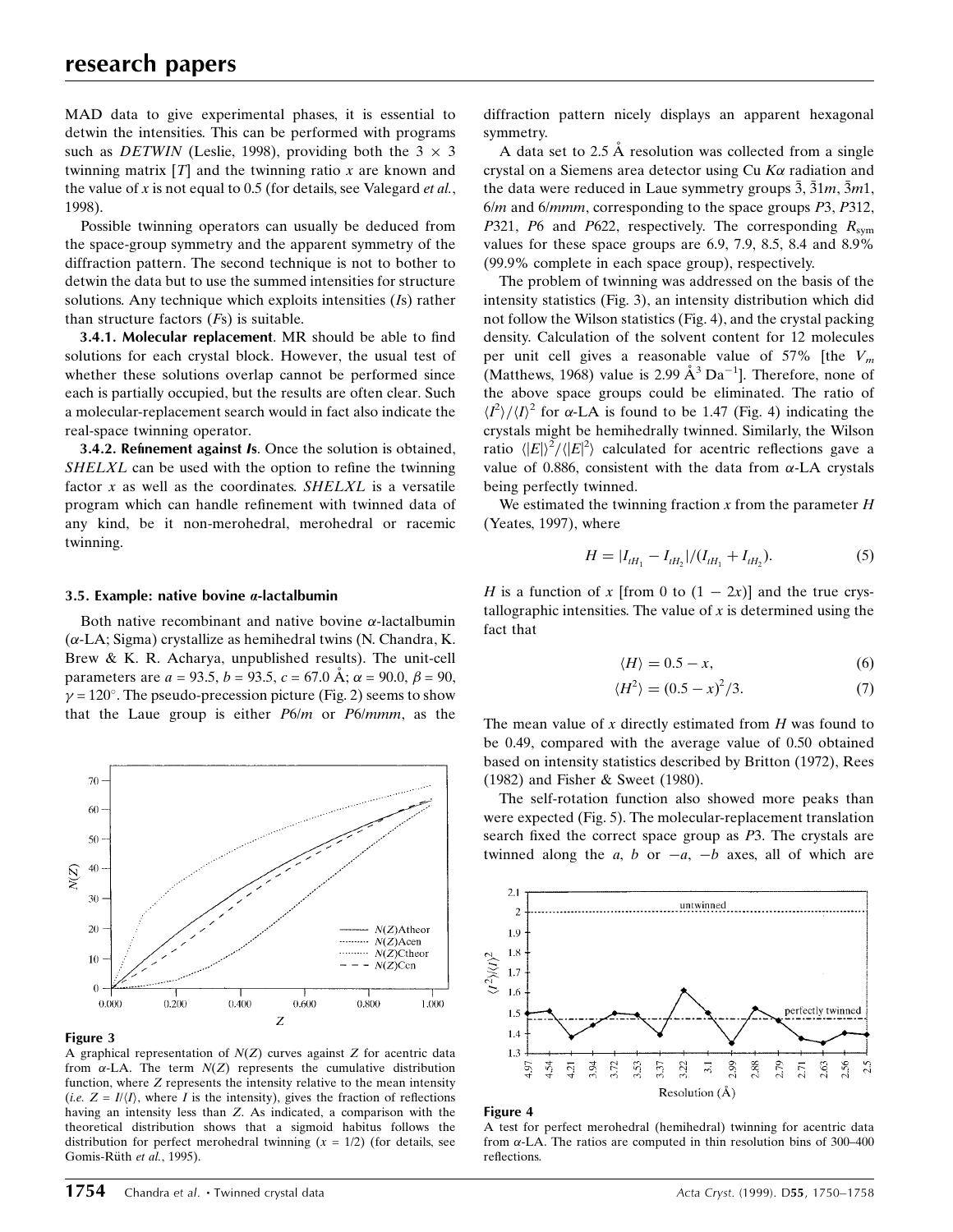MAD data to give experimental phases, it is essential to detwin the intensities. This can be performed with programs such as *DETWIN* (Leslie, 1998), providing both the $3 \times 3$ twinning matrix $[T]$ and the twinning ratio $x$ are known and the value of $x$ is not equal to 0.5 (for details, see Valegard *et al.*, 1998).

Possible twinning operators can usually be deduced from the space-group symmetry and the apparent symmetry of the diffraction pattern. The second technique is not to bother to detwin the data but to use the summed intensities for structure solutions. Any technique which exploits intensities ($I$s) rather than structure factors ($F$s) is suitable.

**3.4.1. Molecular replacement**. MR should be able to find solutions for each crystal block. However, the usual test of whether these solutions overlap cannot be performed since each is partially occupied, but the results are often clear. Such a molecular-replacement search would in fact also indicate the real-space twinning operator.

**3.4.2. Refinement against *I*s**. Once the solution is obtained, *SHELXL* can be used with the option to refine the twinning factor $x$ as well as the coordinates. *SHELXL* is a versatile program which can handle refinement with twinned data of any kind, be it non-merohedral, merohedral or racemic twinning.

### 3.5. Example: native bovine α-lactalbumin

Both native recombinant and native bovine α-lactalbumin (α-LA; Sigma) crystallize as hemihedral twins (N. Chandra, K. Brew & K. R. Acharya, unpublished results). The unit-cell parameters are $a = 93.5$, $b = 93.5$, $c = 67.0$ Å; $\alpha = 90.0$, $\beta = 90$, $\gamma = 120°$. The pseudo-precession picture (Fig. 2) seems to show that the Laue group is either $P6/m$ or $P6/mmm$, as the diffraction pattern nicely displays an apparent hexagonal symmetry.

A data set to 2.5 Å resolution was collected from a single crystal on a Siemens area detector using Cu $K\alpha$ radiation and the data were reduced in Laue symmetry groups $\bar{3}$, $\bar{3}1m$, $\bar{3}m1$, $6/m$ and $6/mmm$, corresponding to the space groups $P3$, $P312$, $P321$, $P6$ and $P622$, respectively. The corresponding $R_{\rm sym}$ values for these space groups are 6.9, 7.9, 8.5, 8.4 and 8.9% (99.9% complete in each space group), respectively.

The problem of twinning was addressed on the basis of the intensity statistics (Fig. 3), an intensity distribution which did not follow the Wilson statistics (Fig. 4), and the crystal packing density. Calculation of the solvent content for 12 molecules per unit cell gives a reasonable value of 57% [the $V_m$ (Matthews, 1968) value is 2.99 Å$^3$ Da$^{-1}$]. Therefore, none of the above space groups could be eliminated. The ratio of $\langle I^2\rangle/\langle I\rangle^2$ for α-LA is found to be 1.47 (Fig. 4) indicating the crystals might be hemihedrally twinned. Similarly, the Wilson ratio $\langle |E|\rangle^2/\langle |E|^2\rangle$ calculated for acentric reflections gave a value of 0.886, consistent with the data from α-LA crystals being perfectly twinned.

We estimated the twinning fraction $x$ from the parameter $H$ (Yeates, 1997), where

$$H = |I_{tH_1} - I_{tH_2}|/(I_{tH_1} + I_{tH_2}). \tag{5}$$

$H$ is a function of $x$ [from 0 to $(1 - 2x)$] and the true crystallographic intensities. The value of $x$ is determined using the fact that

$$\langle H\rangle = 0.5 - x, \tag{6}$$

$$\langle H^2\rangle = (0.5 - x)^2/3. \tag{7}$$

The mean value of $x$ directly estimated from $H$ was found to be 0.49, compared with the average value of 0.50 obtained based on intensity statistics described by Britton (1972), Rees (1982) and Fisher & Sweet (1980).

The self-rotation function also showed more peaks than were expected (Fig. 5). The molecular-replacement translation search fixed the correct space group as $P3$. The crystals are twinned along the $a$, $b$ or $-a$, $-b$ axes, all of which are

**Figure 3**
A graphical representation of $N(Z)$ curves against $Z$ for acentric data from α-LA. The term $N(Z)$ represents the cumulative distribution function, where $Z$ represents the intensity relative to the mean intensity (*i.e.* $Z = I/\langle I\rangle$, where $I$ is the intensity), gives the fraction of reflections having an intensity less than $Z$. As indicated, a comparison with the theoretical distribution shows that a sigmoid habitus follows the distribution for perfect merohedral twinning ($x = 1/2$) (for details, see Gomis-Rüth *et al.*, 1995).

**Figure 4**
A test for perfect merohedral (hemihedral) twinning for acentric data from α-LA. The ratios are computed in thin resolution bins of 300–400 reflections.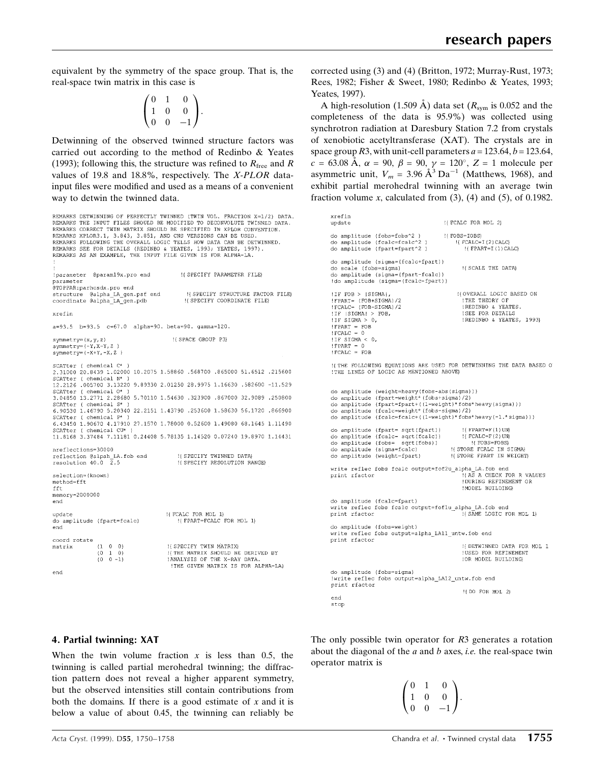equivalent by the symmetry of the space group. That is, the real-space twin matrix in this case is

$$\begin{pmatrix} 0 & 1 & 0 \\ 1 & 0 & 0 \\ 0 & 0 & -1 \end{pmatrix}.$$

Detwinning of the observed twinned structure factors was carried out according to the method of Redinbo & Yeates (1993); following this, the structure was refined to $R_{free}$ and $R$ values of 19.8 and 18.8%, respectively. The *X-PLOR* data-input files were modified and used as a means of a convenient way to detwin the twinned data.

```
REMARKS DETWINNING OF PERFECTLY TWINNED (TWIN VOL. FRACTION X=1/2) DATA.
REMARKS THE INPUT FILES SHOULD BE MODIFIED TO DECONVOLUTE TWINNED DATA.
REMARKS CORRECT TWIN MATRIX SHOULD BE SPECIFIED IN XPLOR CONVENTION.
REMARKS XPLOR3.1, 3.843, 3.851, AND CNS VERSIONS CAN BE USED.
REMARKS FOLLOWING THE OVERALL LOGIC TELLS HOW DATA CAN BE DETWINNED.
REMARKS SEE FOR DETAILS (REDINBO & YEATES, 1993; YEATES, 1997).
REMARKS AS AN EXAMPLE, THE INPUT FILE GIVEN IS FOR ALPHA-LA.
!
!
!parameter  @param19x.pro end          !{ SPECIFY PARAMETER FILE}
parameter
@TOPPAR:parhcsdx.pro end
structure  @alpha_LA_gen.psf end        !{ SPECIFY STRUCTURE FACTOR FILE}
coordinate @alpha_LA_gen.pdb            !{ SPECIFY COORDINATE FILE}

xrefin

a=93.5  b=93.5  c=67.0  alpha=90. beta=90. gamma=120.

symmetry=(x,y,z)                        !{ SPACE GROUP P3}
symmetry=(-Y,X-Y,Z )
symmetry=(-X+Y,-X,Z )

SCATter ( chemical C* )
2.31000 20.8439 1.02000 10.2075 1.58860 .568700 .865000 51.6512 .215600
SCATter ( chemical N* )
12.2126 .005700 3.13220 9.89330 2.01250 28.9975 1.16630 .582600 -11.529
SCATter ( chemical O* )
3.04850 13.2771 2.28680 5.70110 1.54630 .323900 .867000 32.9089 .250800
SCATter ( chemical S* )
6.90530 1.46790 5.20340 22.2151 1.43790 .253600 1.58630 56.1720 .866900
SCATter ( chemical P* )
6.43450 1.90670 4.17910 27.1570 1.78000 0.52600 1.49080 68.1645 1.11490
SCATter ( chemical CU* )
11.8168 3.37484 7.11181 0.24408 5.78135 1.14520 0.07240 19.8970 1.14431

nreflections=30000
reflection @alpah_LA.fob end            !{ SPECIFY TWINNED DATA}
resolution 40.0  2.5                    !{ SPECIFY RESOLUTION RANGE}

selection=(known)
method=fft
fft
memory=2000000
end

update                                  !{ FCALC FOR MOL 1}
do amplitude (fpart=fcalc)                 !{ FPART=FCALC FOR MOL 1}
end

coord rotate
matrix       (1  0  0)                  !{ SPECIFY TWIN MATRIX}
             (0  1  0)                  !{ THE MATRIX SHOULD BE DERIVED BY
             (0  0 -1)                  !ANALYSIS OF THE X-RAY DATA.
                                         !THE GIVEN MATRIX IS FOR ALPHA-LA}
end

xrefin
update                                  !{ FCALC FOR MOL 2}

do amplitude (fobs=fobs^2 )             !{ FOBS=IOBS}
do amplitude (fcalc=fcalc^2 )              !{ FCALC=I(2)CALC}
do amplitude (fpart=fpart^2 )               !{ FPART=I(1)CALC}

do amplitude (sigma=(fcalc+fpart))
do scale (fobs=sigma)                       !{ SCALE THE DATA}
do amplitude (sigma=(fpart-fcalc))
!do amplitude (sigma=(fcalc-fpart))

!IF FOB > |SIGMA|,                       !{OVERALL LOGIC BASED ON
!FPART= (FOB+SIGMA)/2                     !THE THEORY OF
!FCALC= (FOB-SIGMA)/2                     !REDINBO & YEATES.
!IF |SIGMA| > FOB,                        !SEE FOR DETAILS
!IF SIGMA > 0,                            !REDINBO & YEATES, 1993}
!FPART = FOB
!FCALC = 0
!IF SIGMA < 0,
!FPART = 0
!FCALC = FOB

!{THE FOLLOWING EQUATIONS ARE USED FOR DETWINNING THE DATA BASED O
!THE LINES OF LOGIC AS MENTIONED ABOVE}

do amplitude (weight=heavy(fobs-abs(sigma)))
do amplitude (fpart=weight*(fobs+sigma)/2)
do amplitude (fpart=fpart+((1-weight)*fobs*heavy(sigma)))
do amplitude (fcalc=weight*(fobs-sigma)/2)
do amplitude (fcalc=fcalc+((1-weight)*fobs*heavy(-1.*sigma)))

do amplitude (fpart= sqrt(fpart))       !{ FPART=F(1)UN}
do amplitude (fcalc= sqrt(fcalc))       !{ FCALC=F(2)UN}
do amplitude (fobs=  sqrt(fobs))           !{ FOBS=FOBS}
do amplitude (sigma=fcalc)              !{ STORE FCALC IN SIGMA}
do amplitude (weight=fpart)             !{ STORE FPART IN WEIGHT}

write reflec fobs fcalc output=fof2u_alpha_LA.fob end
print rfactor                            !{ AS A CHECK FOR R VALUES
                                          !DURING REFINEMENT OR
                                          !MODEL BUILDING}

do amplitude (fcalc=fpart)
write reflec fobs fcalc output=fof1u_alpha_LA.fob end
print rfactor                            !{ SAME LOGIC FOR MOL 1}

do amplitude (fobs=weight)
write reflec fobs output=alpha_LA11_untw.fob end
print rfactor
                                          !{ DETWINNED DATA FOR MOL 1
                                          !USED FOR REFINEMENT
                                          !OR MODEL BUILDING}

do amplitude (fobs=sigma)
!write reflec fobs output=alpha_LA12_untw.fob end
print rfactor
                                          !{ DO FOR MOL 2}
end
stop
```

## 4. Partial twinning: XAT

When the twin volume fraction $x$ is less than 0.5, the twinning is called partial merohedral twinning; the diffraction pattern does not reveal a higher apparent symmetry, but the observed intensities still contain contributions from both the domains. If there is a good estimate of $x$ and it is below a value of about 0.45, the twinning can reliably be corrected using (3) and (4) (Britton, 1972; Murray-Rust, 1973; Rees, 1982; Fisher & Sweet, 1980; Redinbo & Yeates, 1993; Yeates, 1997).

A high-resolution (1.509 Å) data set ($R_{sym}$ is 0.052 and the completeness of the data is 95.9%) was collected using synchrotron radiation at Daresbury Station 7.2 from crystals of xenobiotic acetyltransferase (XAT). The crystals are in space group $R3$, with unit-cell parameters $a = 123.64$, $b = 123.64$, $c = 63.08$ Å, $\alpha = 90$, $\beta = 90$, $\gamma = 120°$, $Z = 1$ molecule per asymmetric unit, $V_m = 3.96$ Å$^3$ Da$^{-1}$ (Matthews, 1968), and exhibit partial merohedral twinning with an average twin fraction volume $x$, calculated from (3), (4) and (5), of 0.1982.

The only possible twin operator for $R3$ generates a rotation about the diagonal of the $a$ and $b$ axes, *i.e.* the real-space twin operator matrix is

$$\begin{pmatrix} 0 & 1 & 0 \\ 1 & 0 & 0 \\ 0 & 0 & -1 \end{pmatrix}.$$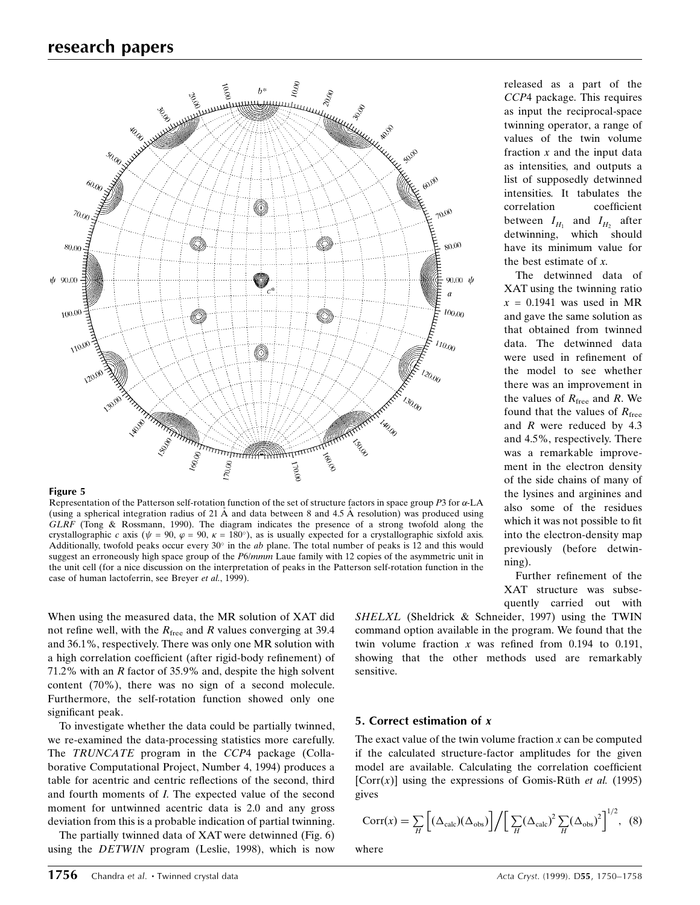**Figure 5**

Representation of the Patterson self-rotation function of the set of structure factors in space group *P*3 for α-LA (using a spherical integration radius of 21 Å and data between 8 and 4.5 Å resolution) was produced using *GLRF* (Tong & Rossmann, 1990). The diagram indicates the presence of a strong twofold along the crystallographic *c* axis ($\psi$ = 90, $\varphi$ = 90, $\kappa$ = 180°), as is usually expected for a crystallographic sixfold axis. Additionally, twofold peaks occur every 30° in the *ab* plane. The total number of peaks is 12 and this would suggest an erroneously high space group of the *P*6/*mmm* Laue family with 12 copies of the asymmetric unit in the unit cell (for a nice discussion on the interpretation of peaks in the Patterson self-rotation function in the case of human lactoferrin, see Breyer *et al.*, 1999).

When using the measured data, the MR solution of XAT did not refine well, with the $R_{\rm free}$ and *R* values converging at 39.4 and 36.1%, respectively. There was only one MR solution with a high correlation coefficient (after rigid-body refinement) of 71.2% with an *R* factor of 35.9% and, despite the high solvent content (70%), there was no sign of a second molecule. Furthermore, the self-rotation function showed only one significant peak.

To investigate whether the data could be partially twinned, we re-examined the data-processing statistics more carefully. The *TRUNCATE* program in the *CCP*4 package (Collaborative Computational Project, Number 4, 1994) produces a table for acentric and centric reflections of the second, third and fourth moments of *I*. The expected value of the second moment for untwinned acentric data is 2.0 and any gross deviation from this is a probable indication of partial twinning.

The partially twinned data of XAT were detwinned (Fig. 6) using the *DETWIN* program (Leslie, 1998), which is now released as a part of the *CCP*4 package. This requires as input the reciprocal-space twinning operator, a range of values of the twin volume fraction *x* and the input data as intensities, and outputs a list of supposedly detwinned intensities. It tabulates the correlation coefficient between $I_{H_1}$ and $I_{H_2}$ after detwinning, which should have its minimum value for the best estimate of *x*.

The detwinned data of XAT using the twinning ratio *x* = 0.1941 was used in MR and gave the same solution as that obtained from twinned data. The detwinned data were used in refinement of the model to see whether there was an improvement in the values of $R_{\rm free}$ and *R*. We found that the values of $R_{\rm free}$ and *R* were reduced by 4.3 and 4.5%, respectively. There was a remarkable improvement in the electron density of the side chains of many of the lysines and arginines and also some of the residues which it was not possible to fit into the electron-density map previously (before detwinning).

Further refinement of the XAT structure was subsequently carried out with *SHELXL* (Sheldrick & Schneider, 1997) using the TWIN command option available in the program. We found that the twin volume fraction *x* was refined from 0.194 to 0.191, showing that the other methods used are remarkably sensitive.

## 5. Correct estimation of *x*

The exact value of the twin volume fraction *x* can be computed if the calculated structure-factor amplitudes for the given model are available. Calculating the correlation coefficient [Corr(*x*)] using the expressions of Gomis-Rüth *et al.* (1995) gives

$$\mathrm{Corr}(x) = \sum_H \Big[(\Delta_{\rm calc})(\Delta_{\rm obs})\Big] \Big/ \Big[\sum_H (\Delta_{\rm calc})^2 \sum_H (\Delta_{\rm obs})^2\Big]^{1/2}, \quad (8)$$

where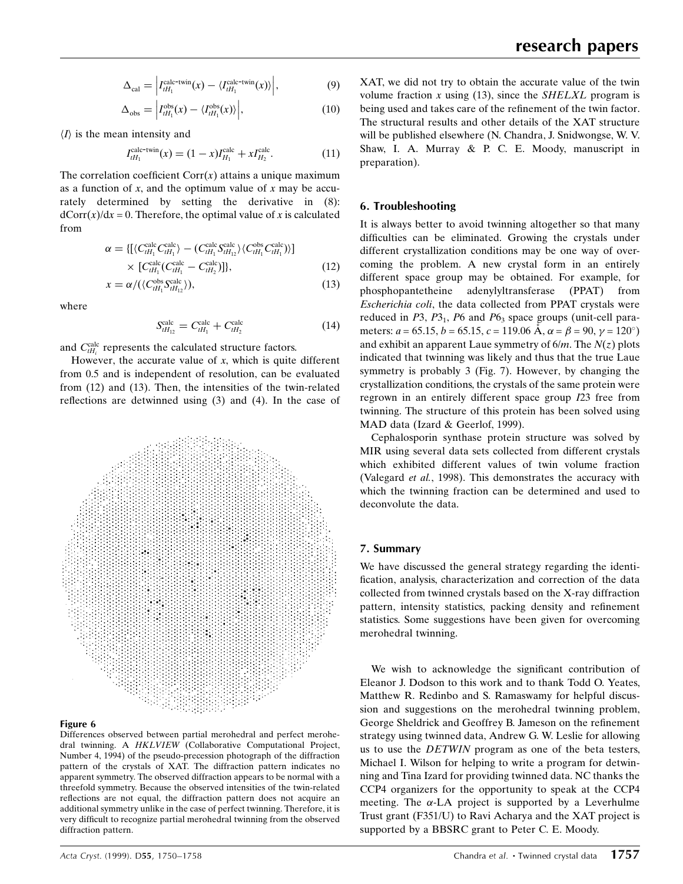$$\Delta_{\rm cal} = \left| I_{tH_1}^{\rm calc\text{-}twin}(x) - \langle I_{tH_1}^{\rm calc\text{-}twin}(x)\rangle \right|, \quad (9)$$

$$\Delta_{\rm obs} = \left| I_{tH_1}^{\rm obs}(x) - \langle I_{tH_1}^{\rm obs}(x)\rangle \right|, \quad (10)$$

$\langle I \rangle$ is the mean intensity and

$$I_{tH_1}^{\rm calc\text{-}twin}(x) = (1-x)I_{H_1}^{\rm calc} + xI_{H_2}^{\rm calc}. \quad (11)$$

The correlation coefficient Corr($x$) attains a unique maximum as a function of $x$, and the optimum value of $x$ may be accurately determined by setting the derivative in (8): $d{\rm Corr}(x)/dx = 0$. Therefore, the optimal value of $x$ is calculated from

$$\alpha = \{[\langle C_{tH_1}^{\rm calc} C_{tH_1}^{\rm calc}\rangle - (C_{tH_1}^{\rm calc} S_{tH_{12}}^{\rm calc}\rangle \langle C_{tH_1}^{\rm obs} C_{tH_1}^{\rm calc}\rangle)] \times [C_{tH_1}^{\rm calc}(C_{tH_1}^{\rm calc} - C_{tH_2}^{\rm calc})]\}, \quad (12)$$

$$x = \alpha/(\langle C_{tH_1}^{\rm obs} S_{tH_{12}}^{\rm calc}\rangle), \quad (13)$$

where

$$S_{tH_{12}}^{\rm calc} = C_{tH_1}^{\rm calc} + C_{tH_2}^{\rm calc} \quad (14)$$

and $C_{tH_i}^{\rm calc}$ represents the calculated structure factors.

However, the accurate value of $x$, which is quite different from 0.5 and is independent of resolution, can be evaluated from (12) and (13). Then, the intensities of the twin-related reflections are detwinned using (3) and (4). In the case of XAT, we did not try to obtain the accurate value of the twin volume fraction $x$ using (13), since the *SHELXL* program is being used and takes care of the refinement of the twin factor. The structural results and other details of the XAT structure will be published elsewhere (N. Chandra, J. Snidwongse, W. V. Shaw, I. A. Murray & P. C. E. Moody, manuscript in preparation).

**Figure 6**
Differences observed between partial merohedral and perfect merohedral twinning. A *HKLVIEW* (Collaborative Computational Project, Number 4, 1994) of the pseudo-precession photograph of the diffraction pattern of the crystals of XAT. The diffraction pattern indicates no apparent symmetry. The observed diffraction appears to be normal with a threefold symmetry. Because the observed intensities of the twin-related reflections are not equal, the diffraction pattern does not acquire an additional symmetry unlike in the case of perfect twinning. Therefore, it is very difficult to recognize partial merohedral twinning from the observed diffraction pattern.

## 6. Troubleshooting

It is always better to avoid twinning altogether so that many difficulties can be eliminated. Growing the crystals under different crystallization conditions may be one way of overcoming the problem. A new crystal form in an entirely different space group may be obtained. For example, for phosphopantetheine adenylyltransferase (PPAT) from *Escherichia coli*, the data collected from PPAT crystals were reduced in $P3$, $P3_1$, $P6$ and $P6_3$ space groups (unit-cell parameters: $a$ = 65.15, $b$ = 65.15, $c$ = 119.06 Å, $\alpha = \beta = 90$, $\gamma = 120°$) and exhibit an apparent Laue symmetry of $6/m$. The $N(z)$ plots indicated that twinning was likely and thus that the true Laue symmetry is probably 3 (Fig. 7). However, by changing the crystallization conditions, the crystals of the same protein were regrown in an entirely different space group $I23$ free from twinning. The structure of this protein has been solved using MAD data (Izard & Geerlof, 1999).

Cephalosporin synthase protein structure was solved by MIR using several data sets collected from different crystals which exhibited different values of twin volume fraction (Valegard *et al.*, 1998). This demonstrates the accuracy with which the twinning fraction can be determined and used to deconvolute the data.

## 7. Summary

We have discussed the general strategy regarding the identification, analysis, characterization and correction of the data collected from twinned crystals based on the X-ray diffraction pattern, intensity statistics, packing density and refinement statistics. Some suggestions have been given for overcoming merohedral twinning.

We wish to acknowledge the significant contribution of Eleanor J. Dodson to this work and to thank Todd O. Yeates, Matthew R. Redinbo and S. Ramaswamy for helpful discussion and suggestions on the merohedral twinning problem, George Sheldrick and Geoffrey B. Jameson on the refinement strategy using twinned data, Andrew G. W. Leslie for allowing us to use the *DETWIN* program as one of the beta testers, Michael I. Wilson for helping to write a program for detwinning and Tina Izard for providing twinned data. NC thanks the CCP4 organizers for the opportunity to speak at the CCP4 meeting. The $\alpha$-LA project is supported by a Leverhulme Trust grant (F351/U) to Ravi Acharya and the XAT project is supported by a BBSRC grant to Peter C. E. Moody.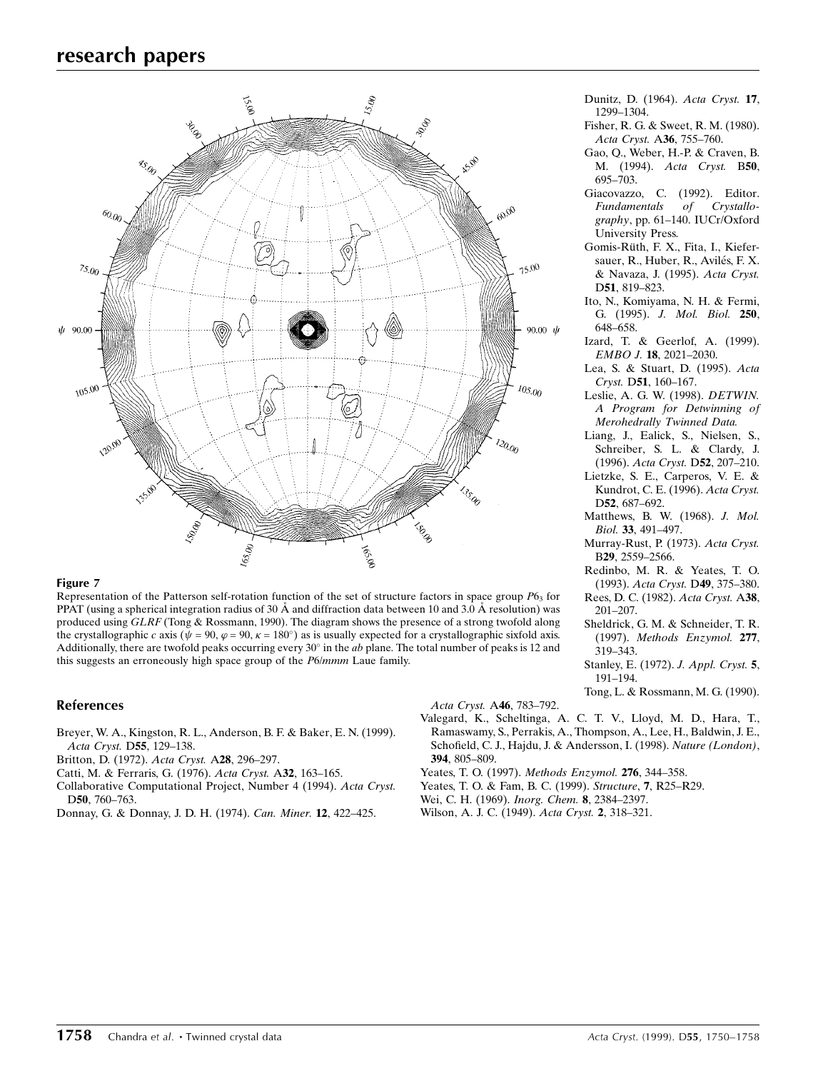ψ 90.00

15.00 30.00 45.00 60.00 75.00 105.00 120.00 135.00 150.00 165.00

15.00 30.00 45.00 60.00 75.00 90.00 ψ 105.00 120.00 135.00 150.00 165.00

**Figure 7**

Representation of the Patterson self-rotation function of the set of structure factors in space group $P6_3$ for PPAT (using a spherical integration radius of 30 Å and diffraction data between 10 and 3.0 Å resolution) was produced using *GLRF* (Tong & Rossmann, 1990). The diagram shows the presence of a strong twofold along the crystallographic *c* axis ($\psi = 90$, $\varphi = 90$, $\kappa = 180°$) as is usually expected for a crystallographic sixfold axis. Additionally, there are twofold peaks occurring every 30° in the *ab* plane. The total number of peaks is 12 and this suggests an erroneously high space group of the *P*6/*mmm* Laue family.

## References

Breyer, W. A., Kingston, R. L., Anderson, B. F. & Baker, E. N. (1999). *Acta Cryst.* D**55**, 129–138.

Britton, D. (1972). *Acta Cryst.* A**28**, 296–297.

Catti, M. & Ferraris, G. (1976). *Acta Cryst.* A**32**, 163–165.

Collaborative Computational Project, Number 4 (1994). *Acta Cryst.* D**50**, 760–763.

Donnay, G. & Donnay, J. D. H. (1974). *Can. Miner.* **12**, 422–425.

Dunitz, D. (1964). *Acta Cryst.* **17**, 1299–1304.

Fisher, R. G. & Sweet, R. M. (1980). *Acta Cryst.* A**36**, 755–760.

Gao, Q., Weber, H.-P. & Craven, B. M. (1994). *Acta Cryst.* B**50**, 695–703.

Giacovazzo, C. (1992). Editor. *Fundamentals of Crystallography*, pp. 61–140. IUCr/Oxford University Press.

Gomis-Rüth, F. X., Fita, I., Kiefersauer, R., Huber, R., Avilés, F. X. & Navaza, J. (1995). *Acta Cryst.* D**51**, 819–823.

Ito, N., Komiyama, N. H. & Fermi, G. (1995). *J. Mol. Biol.* **250**, 648–658.

Izard, T. & Geerlof, A. (1999). *EMBO J.* **18**, 2021–2030.

Lea, S. & Stuart, D. (1995). *Acta Cryst.* D**51**, 160–167.

Leslie, A. G. W. (1998). *DETWIN. A Program for Detwinning of Merohedrally Twinned Data.*

Liang, J., Ealick, S., Nielsen, S., Schreiber, S. L. & Clardy, J. (1996). *Acta Cryst.* D**52**, 207–210.

Lietzke, S. E., Carperos, V. E. & Kundrot, C. E. (1996). *Acta Cryst.* D**52**, 687–692.

Matthews, B. W. (1968). *J. Mol. Biol.* **33**, 491–497.

Murray-Rust, P. (1973). *Acta Cryst.* B**29**, 2559–2566.

Redinbo, M. R. & Yeates, T. O. (1993). *Acta Cryst.* D**49**, 375–380.

Rees, D. C. (1982). *Acta Cryst.* A**38**, 201–207.

Sheldrick, G. M. & Schneider, T. R. (1997). *Methods Enzymol.* **277**, 319–343.

Stanley, E. (1972). *J. Appl. Cryst.* **5**, 191–194.

Tong, L. & Rossmann, M. G. (1990). *Acta Cryst.* A**46**, 783–792.

Valegard, K., Scheltinga, A. C. T. V., Lloyd, M. D., Hara, T., Ramaswamy, S., Perrakis, A., Thompson, A., Lee, H., Baldwin, J. E., Schofield, C. J., Hajdu, J. & Andersson, I. (1998). *Nature (London)*, **394**, 805–809.

Yeates, T. O. (1997). *Methods Enzymol.* **276**, 344–358.

Yeates, T. O. & Fam, B. C. (1999). *Structure*, **7**, R25–R29.

Wei, C. H. (1969). *Inorg. Chem.* **8**, 2384–2397.

Wilson, A. J. C. (1949). *Acta Cryst.* **2**, 318–321.